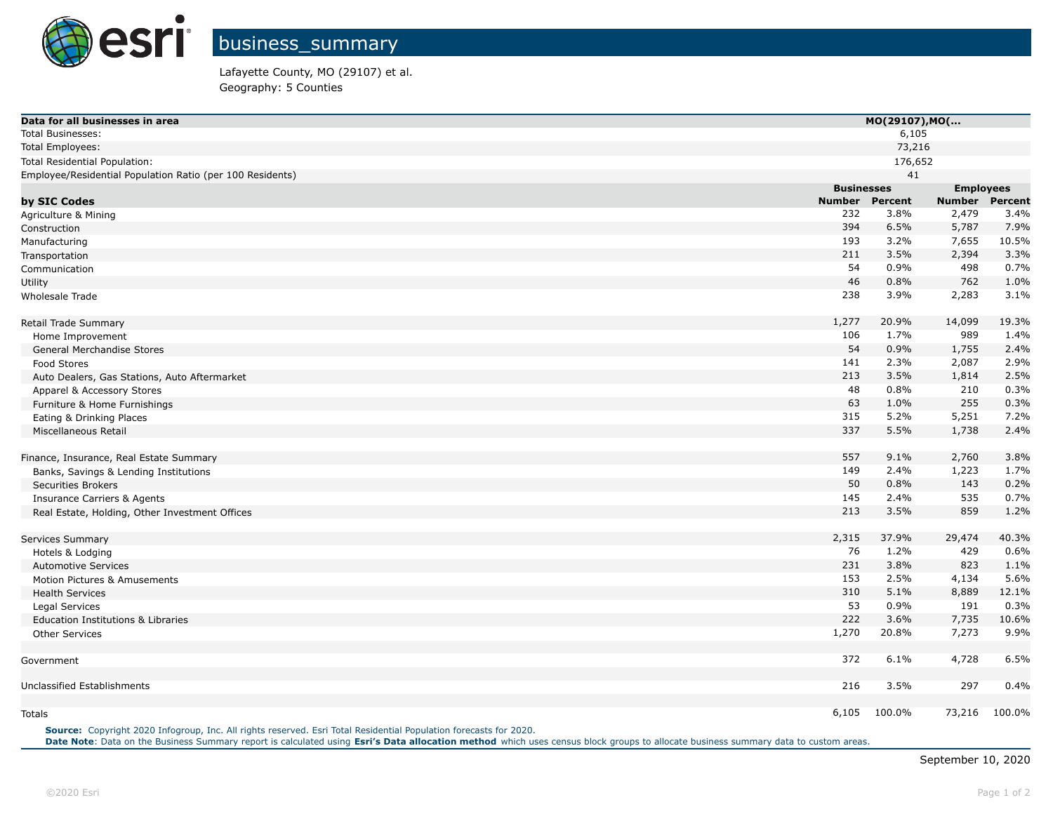# business_summary

Lafayette County, MO (29107) et al.
Geography: 5 Counties

| Data for all businesses in area | MO(29107),MO(... | | | |
|---|---|---|---|---|
| Total Businesses: | 6,105 | | | |
| Total Employees: | 73,216 | | | |
| Total Residential Population: | 176,652 | | | |
| Employee/Residential Population Ratio (per 100 Residents) | 41 | | | |

| | Businesses | | Employees | |
|---|---|---|---|---|
| **by SIC Codes** | **Number** | **Percent** | **Number** | **Percent** |
| Agriculture & Mining | 232 | 3.8% | 2,479 | 3.4% |
| Construction | 394 | 6.5% | 5,787 | 7.9% |
| Manufacturing | 193 | 3.2% | 7,655 | 10.5% |
| Transportation | 211 | 3.5% | 2,394 | 3.3% |
| Communication | 54 | 0.9% | 498 | 0.7% |
| Utility | 46 | 0.8% | 762 | 1.0% |
| Wholesale Trade | 238 | 3.9% | 2,283 | 3.1% |
| | | | | |
| Retail Trade Summary | 1,277 | 20.9% | 14,099 | 19.3% |
| Home Improvement | 106 | 1.7% | 989 | 1.4% |
| General Merchandise Stores | 54 | 0.9% | 1,755 | 2.4% |
| Food Stores | 141 | 2.3% | 2,087 | 2.9% |
| Auto Dealers, Gas Stations, Auto Aftermarket | 213 | 3.5% | 1,814 | 2.5% |
| Apparel & Accessory Stores | 48 | 0.8% | 210 | 0.3% |
| Furniture & Home Furnishings | 63 | 1.0% | 255 | 0.3% |
| Eating & Drinking Places | 315 | 5.2% | 5,251 | 7.2% |
| Miscellaneous Retail | 337 | 5.5% | 1,738 | 2.4% |
| | | | | |
| Finance, Insurance, Real Estate Summary | 557 | 9.1% | 2,760 | 3.8% |
| Banks, Savings & Lending Institutions | 149 | 2.4% | 1,223 | 1.7% |
| Securities Brokers | 50 | 0.8% | 143 | 0.2% |
| Insurance Carriers & Agents | 145 | 2.4% | 535 | 0.7% |
| Real Estate, Holding, Other Investment Offices | 213 | 3.5% | 859 | 1.2% |
| | | | | |
| Services Summary | 2,315 | 37.9% | 29,474 | 40.3% |
| Hotels & Lodging | 76 | 1.2% | 429 | 0.6% |
| Automotive Services | 231 | 3.8% | 823 | 1.1% |
| Motion Pictures & Amusements | 153 | 2.5% | 4,134 | 5.6% |
| Health Services | 310 | 5.1% | 8,889 | 12.1% |
| Legal Services | 53 | 0.9% | 191 | 0.3% |
| Education Institutions & Libraries | 222 | 3.6% | 7,735 | 10.6% |
| Other Services | 1,270 | 20.8% | 7,273 | 9.9% |
| | | | | |
| Government | 372 | 6.1% | 4,728 | 6.5% |
| | | | | |
| Unclassified Establishments | 216 | 3.5% | 297 | 0.4% |
| | | | | |
| Totals | 6,105 | 100.0% | 73,216 | 100.0% |

**Source:** Copyright 2020 Infogroup, Inc. All rights reserved. Esri Total Residential Population forecasts for 2020.
**Date Note**: Data on the Business Summary report is calculated using **Esri's Data allocation method** which uses census block groups to allocate business summary data to custom areas.

September 10, 2020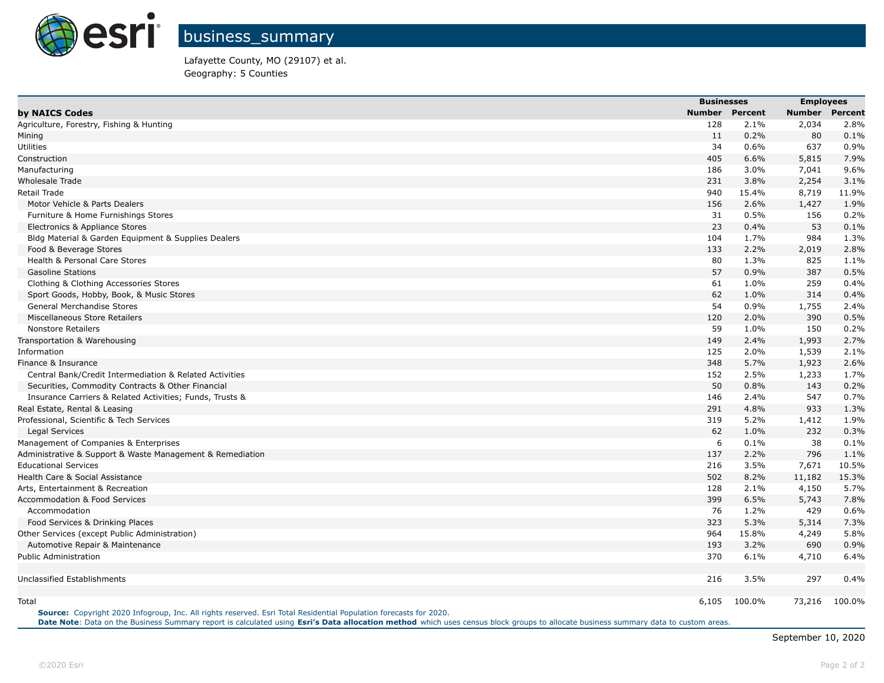# business_summary

Lafayette County, MO (29107) et al.
Geography: 5 Counties

| by NAICS Codes | Businesses | | Employees | |
|---|---|---|---|---|
| | Number | Percent | Number | Percent |
| Agriculture, Forestry, Fishing & Hunting | 128 | 2.1% | 2,034 | 2.8% |
| Mining | 11 | 0.2% | 80 | 0.1% |
| Utilities | 34 | 0.6% | 637 | 0.9% |
| Construction | 405 | 6.6% | 5,815 | 7.9% |
| Manufacturing | 186 | 3.0% | 7,041 | 9.6% |
| Wholesale Trade | 231 | 3.8% | 2,254 | 3.1% |
| Retail Trade | 940 | 15.4% | 8,719 | 11.9% |
| Motor Vehicle & Parts Dealers | 156 | 2.6% | 1,427 | 1.9% |
| Furniture & Home Furnishings Stores | 31 | 0.5% | 156 | 0.2% |
| Electronics & Appliance Stores | 23 | 0.4% | 53 | 0.1% |
| Bldg Material & Garden Equipment & Supplies Dealers | 104 | 1.7% | 984 | 1.3% |
| Food & Beverage Stores | 133 | 2.2% | 2,019 | 2.8% |
| Health & Personal Care Stores | 80 | 1.3% | 825 | 1.1% |
| Gasoline Stations | 57 | 0.9% | 387 | 0.5% |
| Clothing & Clothing Accessories Stores | 61 | 1.0% | 259 | 0.4% |
| Sport Goods, Hobby, Book, & Music Stores | 62 | 1.0% | 314 | 0.4% |
| General Merchandise Stores | 54 | 0.9% | 1,755 | 2.4% |
| Miscellaneous Store Retailers | 120 | 2.0% | 390 | 0.5% |
| Nonstore Retailers | 59 | 1.0% | 150 | 0.2% |
| Transportation & Warehousing | 149 | 2.4% | 1,993 | 2.7% |
| Information | 125 | 2.0% | 1,539 | 2.1% |
| Finance & Insurance | 348 | 5.7% | 1,923 | 2.6% |
| Central Bank/Credit Intermediation & Related Activities | 152 | 2.5% | 1,233 | 1.7% |
| Securities, Commodity Contracts & Other Financial | 50 | 0.8% | 143 | 0.2% |
| Insurance Carriers & Related Activities; Funds, Trusts & | 146 | 2.4% | 547 | 0.7% |
| Real Estate, Rental & Leasing | 291 | 4.8% | 933 | 1.3% |
| Professional, Scientific & Tech Services | 319 | 5.2% | 1,412 | 1.9% |
| Legal Services | 62 | 1.0% | 232 | 0.3% |
| Management of Companies & Enterprises | 6 | 0.1% | 38 | 0.1% |
| Administrative & Support & Waste Management & Remediation | 137 | 2.2% | 796 | 1.1% |
| Educational Services | 216 | 3.5% | 7,671 | 10.5% |
| Health Care & Social Assistance | 502 | 8.2% | 11,182 | 15.3% |
| Arts, Entertainment & Recreation | 128 | 2.1% | 4,150 | 5.7% |
| Accommodation & Food Services | 399 | 6.5% | 5,743 | 7.8% |
| Accommodation | 76 | 1.2% | 429 | 0.6% |
| Food Services & Drinking Places | 323 | 5.3% | 5,314 | 7.3% |
| Other Services (except Public Administration) | 964 | 15.8% | 4,249 | 5.8% |
| Automotive Repair & Maintenance | 193 | 3.2% | 690 | 0.9% |
| Public Administration | 370 | 6.1% | 4,710 | 6.4% |
| | | | | |
| Unclassified Establishments | 216 | 3.5% | 297 | 0.4% |
| | | | | |
| Total | 6,105 | 100.0% | 73,216 | 100.0% |

**Source:** Copyright 2020 Infogroup, Inc. All rights reserved. Esri Total Residential Population forecasts for 2020.
**Date Note**: Data on the Business Summary report is calculated using **Esri's Data allocation method** which uses census block groups to allocate business summary data to custom areas.

September 10, 2020

©2020 Esri